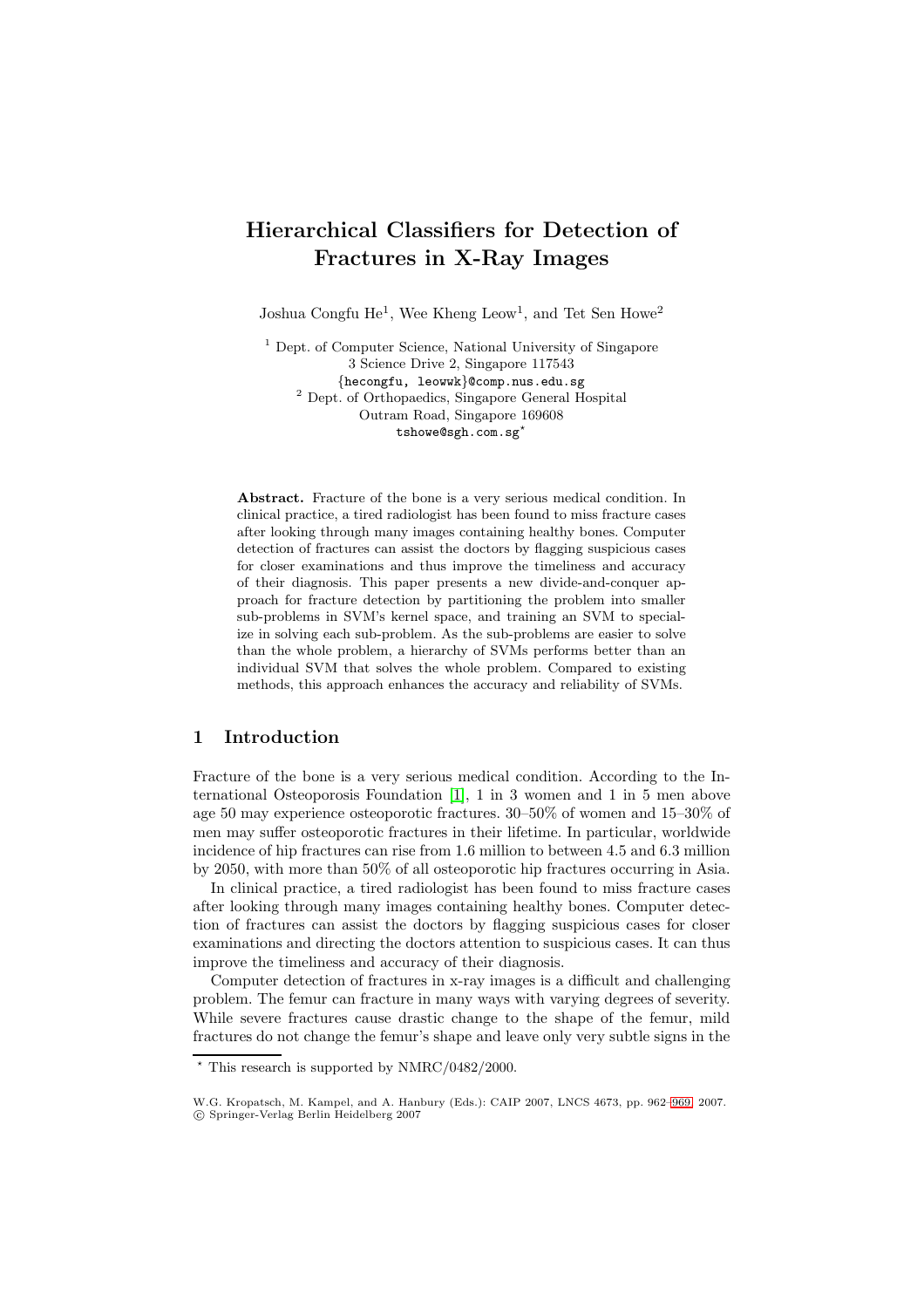# Hierarchical Classifiers for Detection of Fractures in X-Ray Images

Joshua Congfu He[1], Wee Kheng Leow[1], and Tet Sen Howe[2]

[1] Dept. of Computer Science, National University of Singapore
3 Science Drive 2, Singapore 117543
{hecongfu, leowwk}@comp.nus.edu.sg

[2] Dept. of Orthopaedics, Singapore General Hospital
Outram Road, Singapore 169608
tshowe@sgh.com.sg*

**Abstract.** Fracture of the bone is a very serious medical condition. In clinical practice, a tired radiologist has been found to miss fracture cases after looking through many images containing healthy bones. Computer detection of fractures can assist the doctors by flagging suspicious cases for closer examinations and thus improve the timeliness and accuracy of their diagnosis. This paper presents a new divide-and-conquer approach for fracture detection by partitioning the problem into smaller sub-problems in SVM's kernel space, and training an SVM to specialize in solving each sub-problem. As the sub-problems are easier to solve than the whole problem, a hierarchy of SVMs performs better than an individual SVM that solves the whole problem. Compared to existing methods, this approach enhances the accuracy and reliability of SVMs.

## 1 Introduction

Fracture of the bone is a very serious medical condition. According to the International Osteoporosis Foundation [1], 1 in 3 women and 1 in 5 men above age 50 may experience osteoporotic fractures. 30–50% of women and 15–30% of men may suffer osteoporotic fractures in their lifetime. In particular, worldwide incidence of hip fractures can rise from 1.6 million to between 4.5 and 6.3 million by 2050, with more than 50% of all osteoporotic hip fractures occurring in Asia.

In clinical practice, a tired radiologist has been found to miss fracture cases after looking through many images containing healthy bones. Computer detection of fractures can assist the doctors by flagging suspicious cases for closer examinations and directing the doctors attention to suspicious cases. It can thus improve the timeliness and accuracy of their diagnosis.

Computer detection of fractures in x-ray images is a difficult and challenging problem. The femur can fracture in many ways with varying degrees of severity. While severe fractures cause drastic change to the shape of the femur, mild fractures do not change the femur's shape and leave only very subtle signs in the

* This research is supported by NMRC/0482/2000.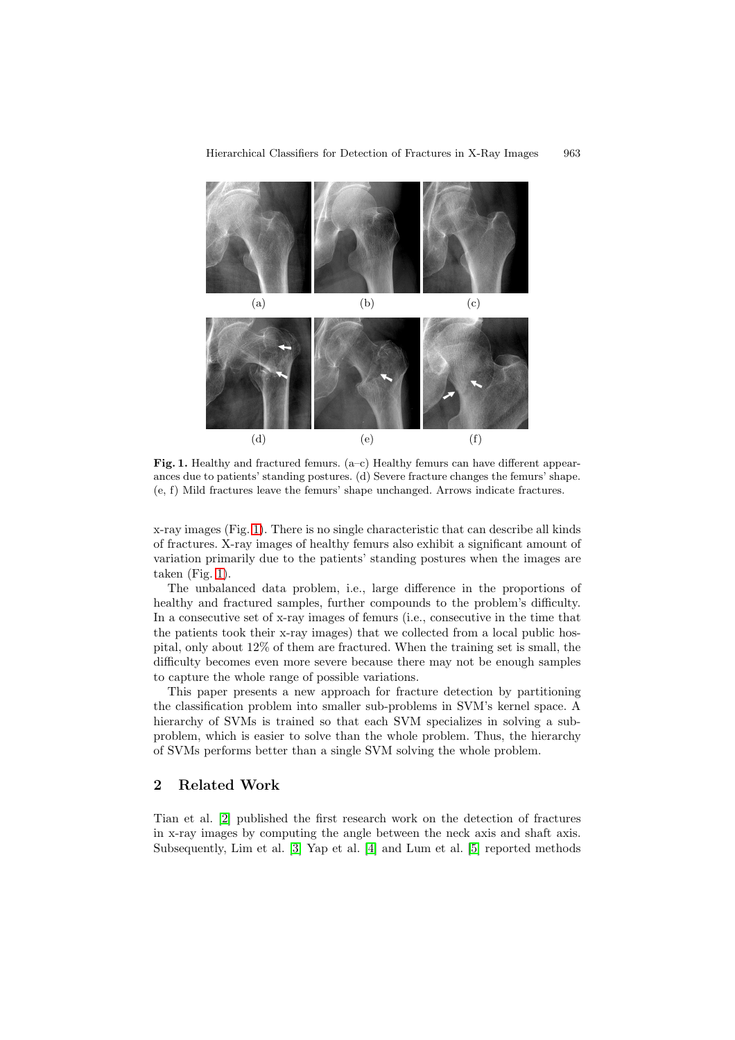(a) (b) (c)

(d) (e) (f)

**Fig. 1.** Healthy and fractured femurs. (a–c) Healthy femurs can have different appearances due to patients' standing postures. (d) Severe fracture changes the femurs' shape. (e, f) Mild fractures leave the femurs' shape unchanged. Arrows indicate fractures.

x-ray images (Fig. 1). There is no single characteristic that can describe all kinds of fractures. X-ray images of healthy femurs also exhibit a significant amount of variation primarily due to the patients' standing postures when the images are taken (Fig. 1).

The unbalanced data problem, i.e., large difference in the proportions of healthy and fractured samples, further compounds to the problem's difficulty. In a consecutive set of x-ray images of femurs (i.e., consecutive in the time that the patients took their x-ray images) that we collected from a local public hospital, only about 12% of them are fractured. When the training set is small, the difficulty becomes even more severe because there may not be enough samples to capture the whole range of possible variations.

This paper presents a new approach for fracture detection by partitioning the classification problem into smaller sub-problems in SVM's kernel space. A hierarchy of SVMs is trained so that each SVM specializes in solving a sub-problem, which is easier to solve than the whole problem. Thus, the hierarchy of SVMs performs better than a single SVM solving the whole problem.

## 2 Related Work

Tian et al. [2] published the first research work on the detection of fractures in x-ray images by computing the angle between the neck axis and shaft axis. Subsequently, Lim et al. [3] Yap et al. [4] and Lum et al. [5] reported methods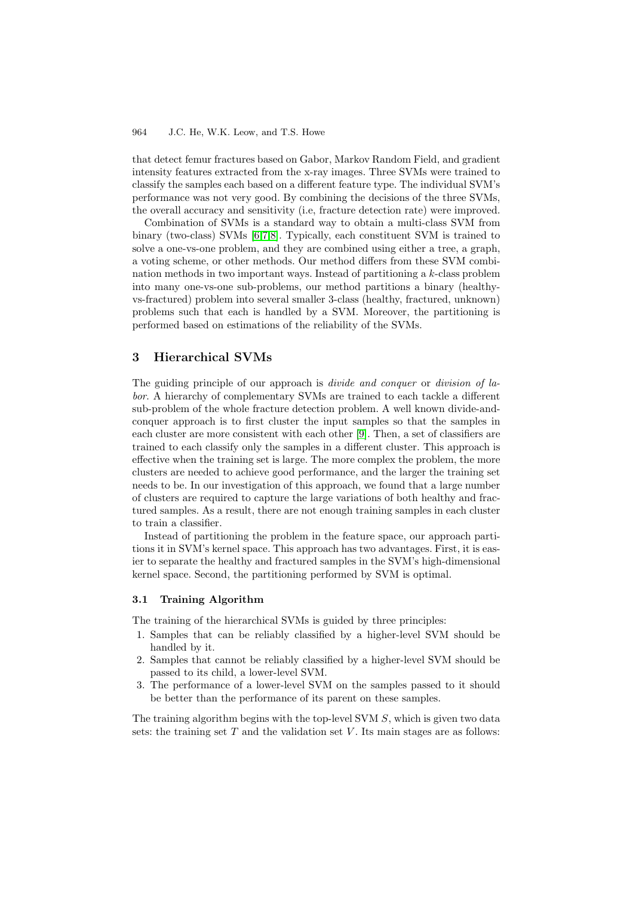that detect femur fractures based on Gabor, Markov Random Field, and gradient intensity features extracted from the x-ray images. Three SVMs were trained to classify the samples each based on a different feature type. The individual SVM's performance was not very good. By combining the decisions of the three SVMs, the overall accuracy and sensitivity (i.e, fracture detection rate) were improved.

Combination of SVMs is a standard way to obtain a multi-class SVM from binary (two-class) SVMs [6,7,8]. Typically, each constituent SVM is trained to solve a one-vs-one problem, and they are combined using either a tree, a graph, a voting scheme, or other methods. Our method differs from these SVM combination methods in two important ways. Instead of partitioning a $k$-class problem into many one-vs-one sub-problems, our method partitions a binary (healthy-vs-fractured) problem into several smaller 3-class (healthy, fractured, unknown) problems such that each is handled by a SVM. Moreover, the partitioning is performed based on estimations of the reliability of the SVMs.

## 3 Hierarchical SVMs

The guiding principle of our approach is *divide and conquer* or *division of labor*. A hierarchy of complementary SVMs are trained to each tackle a different sub-problem of the whole fracture detection problem. A well known divide-and-conquer approach is to first cluster the input samples so that the samples in each cluster are more consistent with each other [9]. Then, a set of classifiers are trained to each classify only the samples in a different cluster. This approach is effective when the training set is large. The more complex the problem, the more clusters are needed to achieve good performance, and the larger the training set needs to be. In our investigation of this approach, we found that a large number of clusters are required to capture the large variations of both healthy and fractured samples. As a result, there are not enough training samples in each cluster to train a classifier.

Instead of partitioning the problem in the feature space, our approach partitions it in SVM's kernel space. This approach has two advantages. First, it is easier to separate the healthy and fractured samples in the SVM's high-dimensional kernel space. Second, the partitioning performed by SVM is optimal.

### 3.1 Training Algorithm

The training of the hierarchical SVMs is guided by three principles:

1. Samples that can be reliably classified by a higher-level SVM should be handled by it.
2. Samples that cannot be reliably classified by a higher-level SVM should be passed to its child, a lower-level SVM.
3. The performance of a lower-level SVM on the samples passed to it should be better than the performance of its parent on these samples.

The training algorithm begins with the top-level SVM $S$, which is given two data sets: the training set $T$ and the validation set $V$. Its main stages are as follows: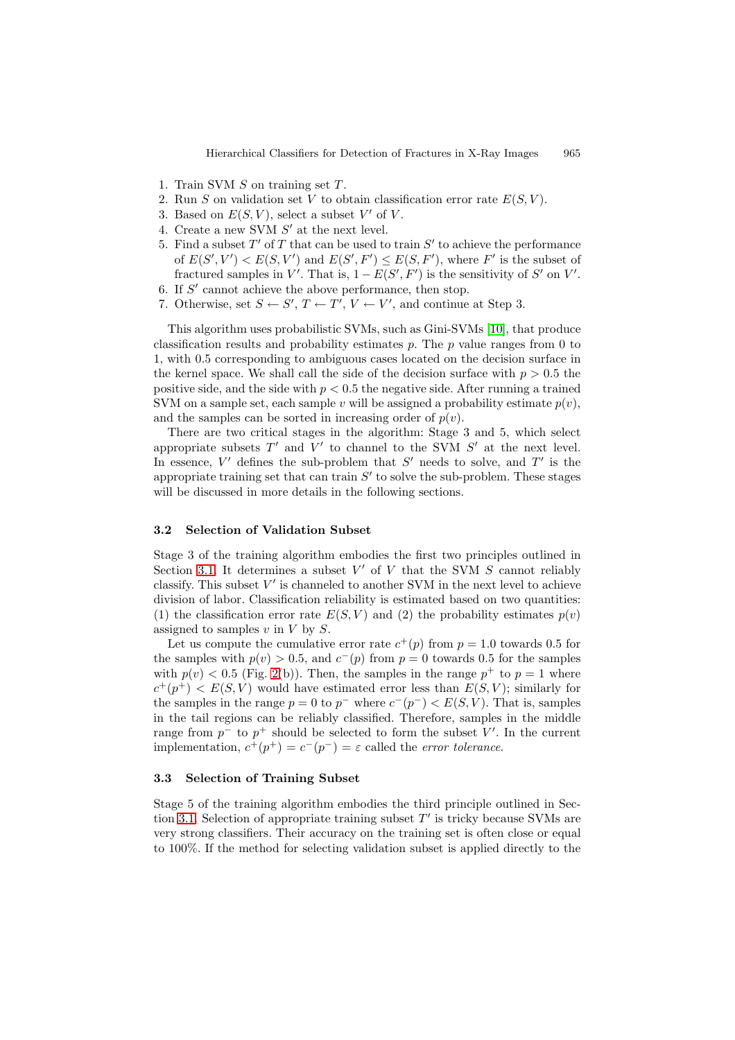1. Train SVM $S$ on training set $T$.
2. Run $S$ on validation set $V$ to obtain classification error rate $E(S, V)$.
3. Based on $E(S, V)$, select a subset $V'$ of $V$.
4. Create a new SVM $S'$ at the next level.
5. Find a subset $T'$ of $T$ that can be used to train $S'$ to achieve the performance of $E(S', V') < E(S, V')$ and $E(S', F') \leq E(S, F')$, where $F'$ is the subset of fractured samples in $V'$. That is, $1 - E(S', F')$ is the sensitivity of $S'$ on $V'$.
6. If $S'$ cannot achieve the above performance, then stop.
7. Otherwise, set $S \leftarrow S'$, $T \leftarrow T'$, $V \leftarrow V'$, and continue at Step 3.

This algorithm uses probabilistic SVMs, such as Gini-SVMs [10], that produce classification results and probability estimates $p$. The $p$ value ranges from 0 to 1, with 0.5 corresponding to ambiguous cases located on the decision surface in the kernel space. We shall call the side of the decision surface with $p > 0.5$ the positive side, and the side with $p < 0.5$ the negative side. After running a trained SVM on a sample set, each sample $v$ will be assigned a probability estimate $p(v)$, and the samples can be sorted in increasing order of $p(v)$.

There are two critical stages in the algorithm: Stage 3 and 5, which select appropriate subsets $T'$ and $V'$ to channel to the SVM $S'$ at the next level. In essence, $V'$ defines the sub-problem that $S'$ needs to solve, and $T'$ is the appropriate training set that can train $S'$ to solve the sub-problem. These stages will be discussed in more details in the following sections.

### 3.2 Selection of Validation Subset

Stage 3 of the training algorithm embodies the first two principles outlined in Section 3.1. It determines a subset $V'$ of $V$ that the SVM $S$ cannot reliably classify. This subset $V'$ is channeled to another SVM in the next level to achieve division of labor. Classification reliability is estimated based on two quantities: (1) the classification error rate $E(S, V)$ and (2) the probability estimates $p(v)$ assigned to samples $v$ in $V$ by $S$.

Let us compute the cumulative error rate $c^+(p)$ from $p = 1.0$ towards 0.5 for the samples with $p(v) > 0.5$, and $c^-(p)$ from $p = 0$ towards 0.5 for the samples with $p(v) < 0.5$ (Fig. 2(b)). Then, the samples in the range $p^+$ to $p = 1$ where $c^+(p^+) < E(S, V)$ would have estimated error less than $E(S, V)$; similarly for the samples in the range $p = 0$ to $p^-$ where $c^-(p^-) < E(S, V)$. That is, samples in the tail regions can be reliably classified. Therefore, samples in the middle range from $p^-$ to $p^+$ should be selected to form the subset $V'$. In the current implementation, $c^+(p^+) = c^-(p^-) = \varepsilon$ called the *error tolerance*.

### 3.3 Selection of Training Subset

Stage 5 of the training algorithm embodies the third principle outlined in Section 3.1. Selection of appropriate training subset $T'$ is tricky because SVMs are very strong classifiers. Their accuracy on the training set is often close or equal to 100%. If the method for selecting validation subset is applied directly to the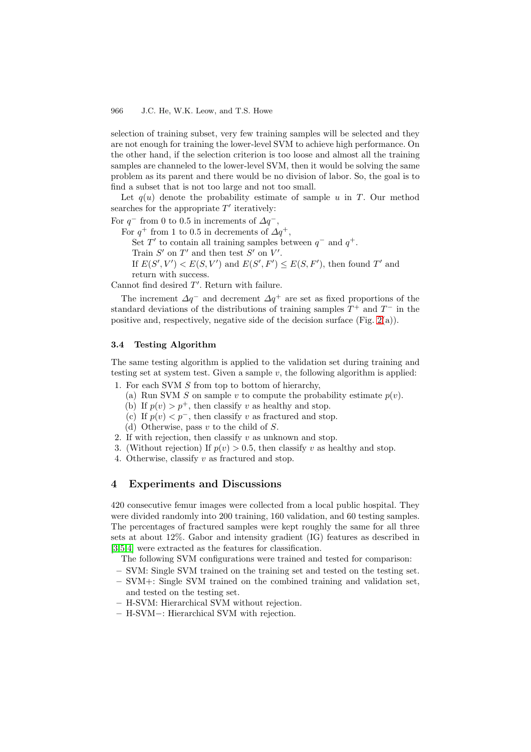selection of training subset, very few training samples will be selected and they are not enough for training the lower-level SVM to achieve high performance. On the other hand, if the selection criterion is too loose and almost all the training samples are channeled to the lower-level SVM, then it would be solving the same problem as its parent and there would be no division of labor. So, the goal is to find a subset that is not too large and not too small.

Let $q(u)$ denote the probability estimate of sample $u$ in $T$. Our method searches for the appropriate $T'$ iteratively:

For $q^-$ from 0 to 0.5 in increments of $\Delta q^-$,
  For $q^+$ from 1 to 0.5 in decrements of $\Delta q^+$,
    Set $T'$ to contain all training samples between $q^-$ and $q^+$.
    Train $S'$ on $T'$ and then test $S'$ on $V'$.
    If $E(S', V') < E(S, V')$ and $E(S', F') \leq E(S, F')$, then found $T'$ and return with success.
Cannot find desired $T'$. Return with failure.

The increment $\Delta q^-$ and decrement $\Delta q^+$ are set as fixed proportions of the standard deviations of the distributions of training samples $T^+$ and $T^-$ in the positive and, respectively, negative side of the decision surface (Fig. 2(a)).

### 3.4 Testing Algorithm

The same testing algorithm is applied to the validation set during training and testing set at system test. Given a sample $v$, the following algorithm is applied:

1. For each SVM $S$ from top to bottom of hierarchy,
   (a) Run SVM $S$ on sample $v$ to compute the probability estimate $p(v)$.
   (b) If $p(v) > p^+$, then classify $v$ as healthy and stop.
   (c) If $p(v) < p^-$, then classify $v$ as fractured and stop.
   (d) Otherwise, pass $v$ to the child of $S$.
2. If with rejection, then classify $v$ as unknown and stop.
3. (Without rejection) If $p(v) > 0.5$, then classify $v$ as healthy and stop.
4. Otherwise, classify $v$ as fractured and stop.

## 4 Experiments and Discussions

420 consecutive femur images were collected from a local public hospital. They were divided randomly into 200 training, 160 validation, and 60 testing samples. The percentages of fractured samples were kept roughly the same for all three sets at about 12%. Gabor and intensity gradient (IG) features as described in [3,5,4] were extracted as the features for classification.

The following SVM configurations were trained and tested for comparison:

- SVM: Single SVM trained on the training set and tested on the testing set.
- SVM+: Single SVM trained on the combined training and validation set, and tested on the testing set.
- H-SVM: Hierarchical SVM without rejection.
- H-SVM−: Hierarchical SVM with rejection.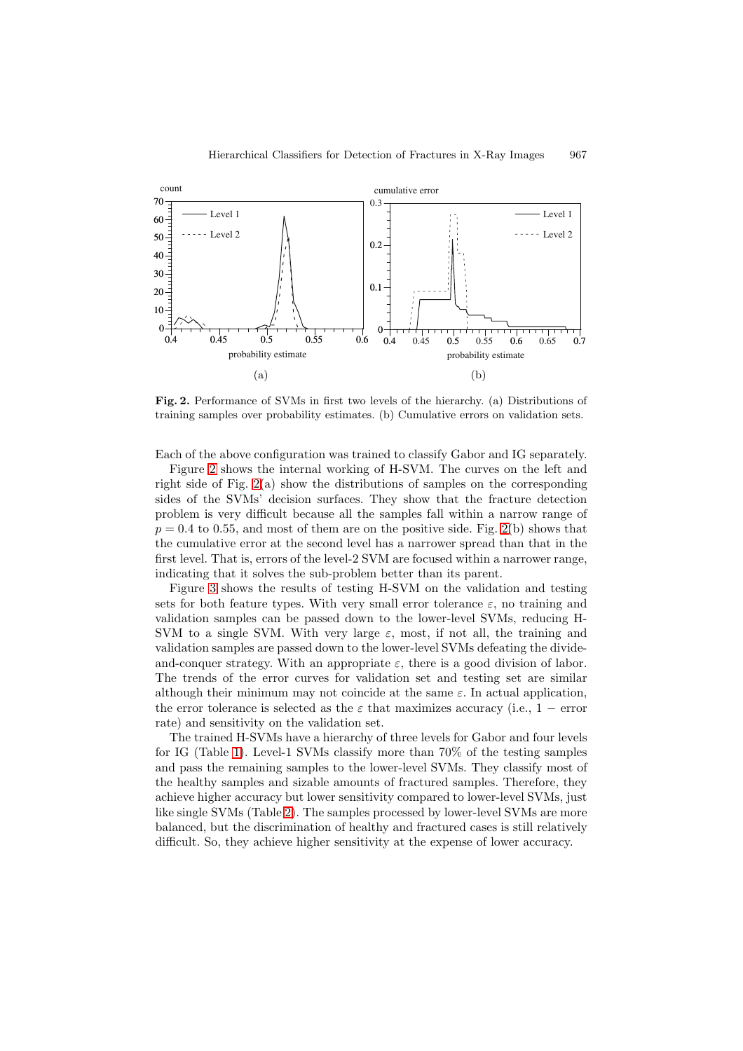**Fig. 2.** Performance of SVMs in first two levels of the hierarchy. (a) Distributions of training samples over probability estimates. (b) Cumulative errors on validation sets.

Each of the above configuration was trained to classify Gabor and IG separately.

Figure 2 shows the internal working of H-SVM. The curves on the left and right side of Fig. 2(a) show the distributions of samples on the corresponding sides of the SVMs' decision surfaces. They show that the fracture detection problem is very difficult because all the samples fall within a narrow range of $p = 0.4$ to 0.55, and most of them are on the positive side. Fig. 2(b) shows that the cumulative error at the second level has a narrower spread than that in the first level. That is, errors of the level-2 SVM are focused within a narrower range, indicating that it solves the sub-problem better than its parent.

Figure 3 shows the results of testing H-SVM on the validation and testing sets for both feature types. With very small error tolerance $\varepsilon$, no training and validation samples can be passed down to the lower-level SVMs, reducing H-SVM to a single SVM. With very large $\varepsilon$, most, if not all, the training and validation samples are passed down to the lower-level SVMs defeating the divide-and-conquer strategy. With an appropriate $\varepsilon$, there is a good division of labor. The trends of the error curves for validation set and testing set are similar although their minimum may not coincide at the same $\varepsilon$. In actual application, the error tolerance is selected as the $\varepsilon$ that maximizes accuracy (i.e., $1 -$ error rate) and sensitivity on the validation set.

The trained H-SVMs have a hierarchy of three levels for Gabor and four levels for IG (Table 1). Level-1 SVMs classify more than 70% of the testing samples and pass the remaining samples to the lower-level SVMs. They classify most of the healthy samples and sizable amounts of fractured samples. Therefore, they achieve higher accuracy but lower sensitivity compared to lower-level SVMs, just like single SVMs (Table 2). The samples processed by lower-level SVMs are more balanced, but the discrimination of healthy and fractured cases is still relatively difficult. So, they achieve higher sensitivity at the expense of lower accuracy.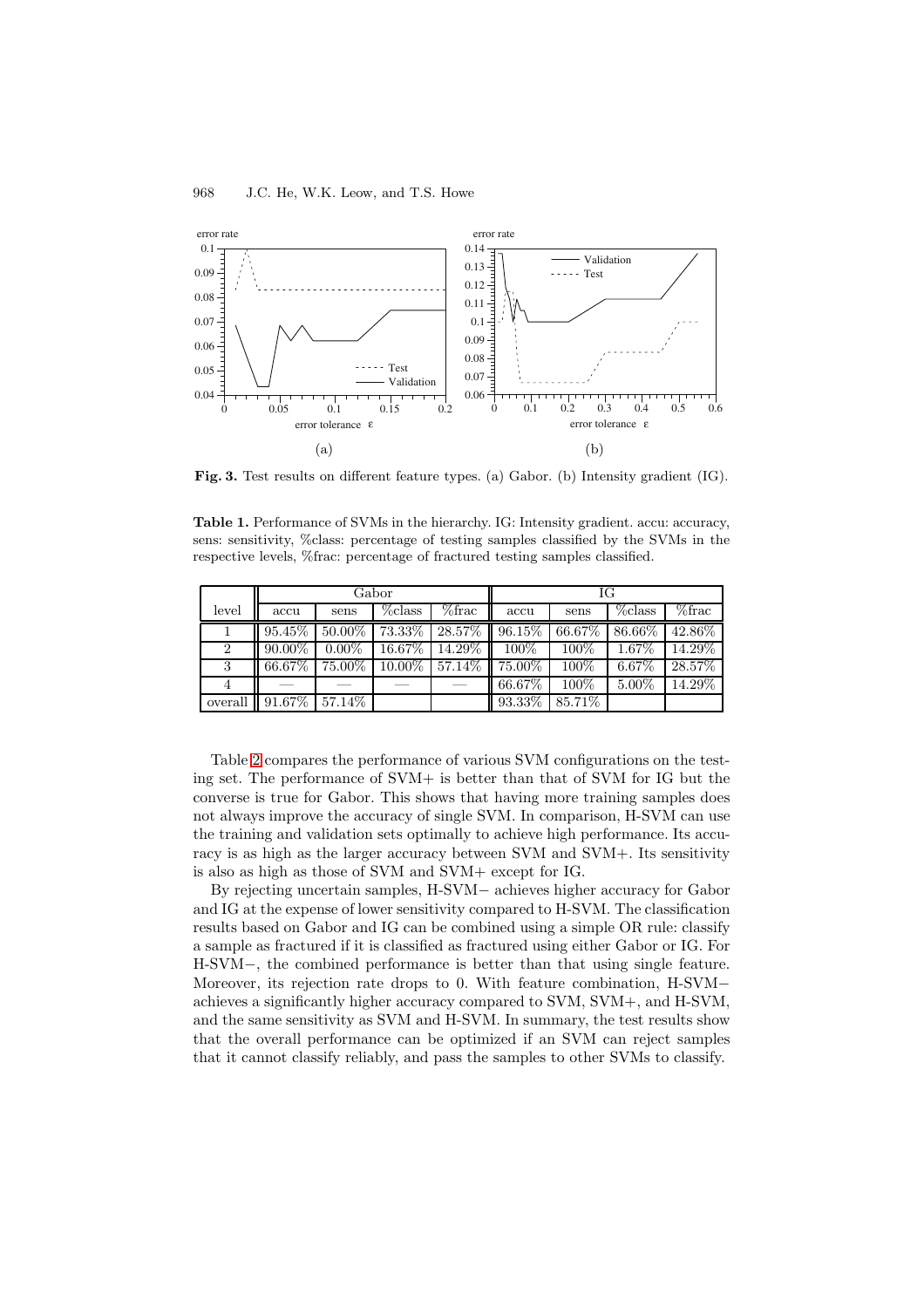Fig. 3. Test results on different feature types. (a) Gabor. (b) Intensity gradient (IG).

**Table 1.** Performance of SVMs in the hierarchy. IG: Intensity gradient. accu: accuracy, sens: sensitivity, %class: percentage of testing samples classified by the SVMs in the respective levels, %frac: percentage of fractured testing samples classified.

| | Gabor | | | | IG | | | |
|---|---|---|---|---|---|---|---|---|
| level | accu | sens | %class | %frac | accu | sens | %class | %frac |
| 1 | 95.45% | 50.00% | 73.33% | 28.57% | 96.15% | 66.67% | 86.66% | 42.86% |
| 2 | 90.00% | 0.00% | 16.67% | 14.29% | 100% | 100% | 1.67% | 14.29% |
| 3 | 66.67% | 75.00% | 10.00% | 57.14% | 75.00% | 100% | 6.67% | 28.57% |
| 4 | — | — | — | — | 66.67% | 100% | 5.00% | 14.29% |
| overall | 91.67% | 57.14% | | | 93.33% | 85.71% | | |

Table 2 compares the performance of various SVM configurations on the testing set. The performance of SVM+ is better than that of SVM for IG but the converse is true for Gabor. This shows that having more training samples does not always improve the accuracy of single SVM. In comparison, H-SVM can use the training and validation sets optimally to achieve high performance. Its accuracy is as high as the larger accuracy between SVM and SVM+. Its sensitivity is also as high as those of SVM and SVM+ except for IG.

By rejecting uncertain samples, H-SVM− achieves higher accuracy for Gabor and IG at the expense of lower sensitivity compared to H-SVM. The classification results based on Gabor and IG can be combined using a simple OR rule: classify a sample as fractured if it is classified as fractured using either Gabor or IG. For H-SVM−, the combined performance is better than that using single feature. Moreover, its rejection rate drops to 0. With feature combination, H-SVM− achieves a significantly higher accuracy compared to SVM, SVM+, and H-SVM, and the same sensitivity as SVM and H-SVM. In summary, the test results show that the overall performance can be optimized if an SVM can reject samples that it cannot classify reliably, and pass the samples to other SVMs to classify.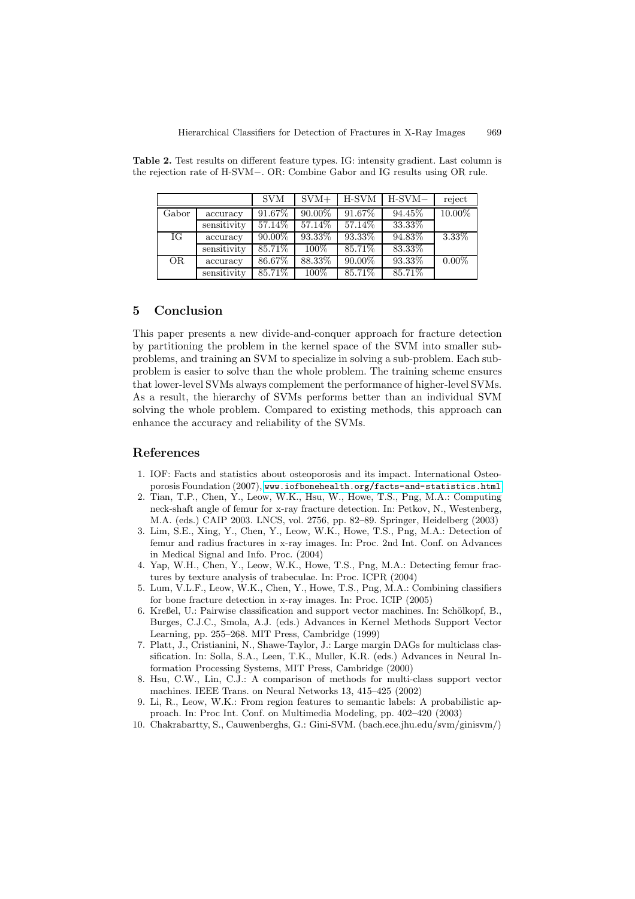**Table 2.** Test results on different feature types. IG: intensity gradient. Last column is the rejection rate of H-SVM−. OR: Combine Gabor and IG results using OR rule.

| | | SVM | SVM+ | H-SVM | H-SVM− | reject |
|---|---|---|---|---|---|---|
| Gabor | accuracy | 91.67% | 90.00% | 91.67% | 94.45% | 10.00% |
| | sensitivity | 57.14% | 57.14% | 57.14% | 33.33% | |
| IG | accuracy | 90.00% | 93.33% | 93.33% | 94.83% | 3.33% |
| | sensitivity | 85.71% | 100% | 85.71% | 83.33% | |
| OR | accuracy | 86.67% | 88.33% | 90.00% | 93.33% | 0.00% |
| | sensitivity | 85.71% | 100% | 85.71% | 85.71% | |

## 5 Conclusion

This paper presents a new divide-and-conquer approach for fracture detection by partitioning the problem in the kernel space of the SVM into smaller sub-problems, and training an SVM to specialize in solving a sub-problem. Each sub-problem is easier to solve than the whole problem. The training scheme ensures that lower-level SVMs always complement the performance of higher-level SVMs. As a result, the hierarchy of SVMs performs better than an individual SVM solving the whole problem. Compared to existing methods, this approach can enhance the accuracy and reliability of the SVMs.

## References

1. IOF: Facts and statistics about osteoporosis and its impact. International Osteoporosis Foundation (2007), www.iofbonehealth.org/facts-and-statistics.html
2. Tian, T.P., Chen, Y., Leow, W.K., Hsu, W., Howe, T.S., Png, M.A.: Computing neck-shaft angle of femur for x-ray fracture detection. In: Petkov, N., Westenberg, M.A. (eds.) CAIP 2003. LNCS, vol. 2756, pp. 82–89. Springer, Heidelberg (2003)
3. Lim, S.E., Xing, Y., Chen, Y., Leow, W.K., Howe, T.S., Png, M.A.: Detection of femur and radius fractures in x-ray images. In: Proc. 2nd Int. Conf. on Advances in Medical Signal and Info. Proc. (2004)
4. Yap, W.H., Chen, Y., Leow, W.K., Howe, T.S., Png, M.A.: Detecting femur fractures by texture analysis of trabeculae. In: Proc. ICPR (2004)
5. Lum, V.L.F., Leow, W.K., Chen, Y., Howe, T.S., Png, M.A.: Combining classifiers for bone fracture detection in x-ray images. In: Proc. ICIP (2005)
6. Kreßel, U.: Pairwise classification and support vector machines. In: Schölkopf, B., Burges, C.J.C., Smola, A.J. (eds.) Advances in Kernel Methods Support Vector Learning, pp. 255–268. MIT Press, Cambridge (1999)
7. Platt, J., Cristianini, N., Shawe-Taylor, J.: Large margin DAGs for multiclass classification. In: Solla, S.A., Leen, T.K., Muller, K.R. (eds.) Advances in Neural Information Processing Systems, MIT Press, Cambridge (2000)
8. Hsu, C.W., Lin, C.J.: A comparison of methods for multi-class support vector machines. IEEE Trans. on Neural Networks 13, 415–425 (2002)
9. Li, R., Leow, W.K.: From region features to semantic labels: A probabilistic approach. In: Proc Int. Conf. on Multimedia Modeling, pp. 402–420 (2003)
10. Chakrabartty, S., Cauwenberghs, G.: Gini-SVM. (bach.ece.jhu.edu/svm/ginisvm/)